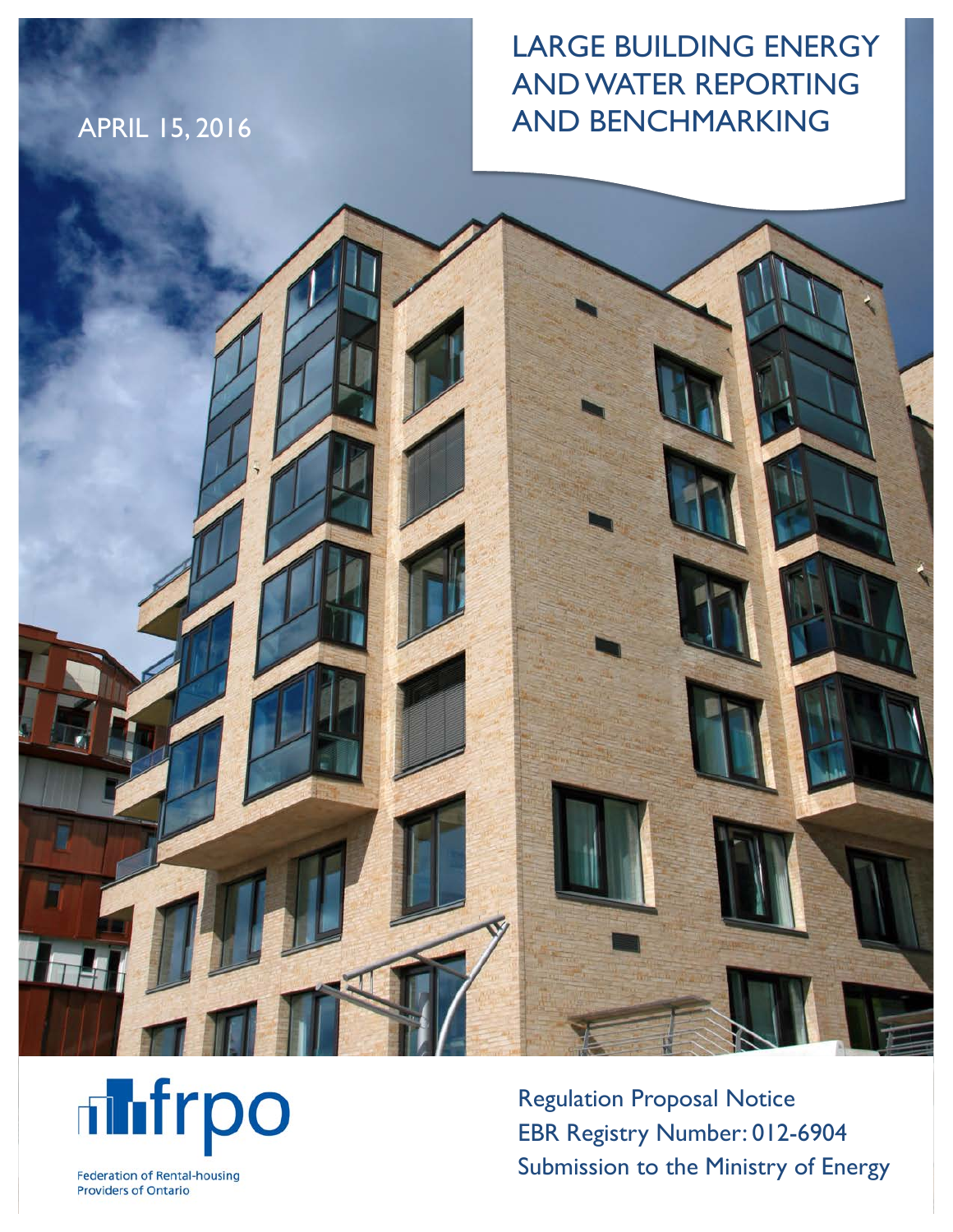# LARGE BUILDING ENERGY AND WATER REPORTING AND BENCHMARKING

APRIL 15, 2016

frpo

Federation of Rental-housing Providers of Ontario

Regulation Proposal Notice
EBR Registry Number: 012-6904
Submission to the Ministry of Energy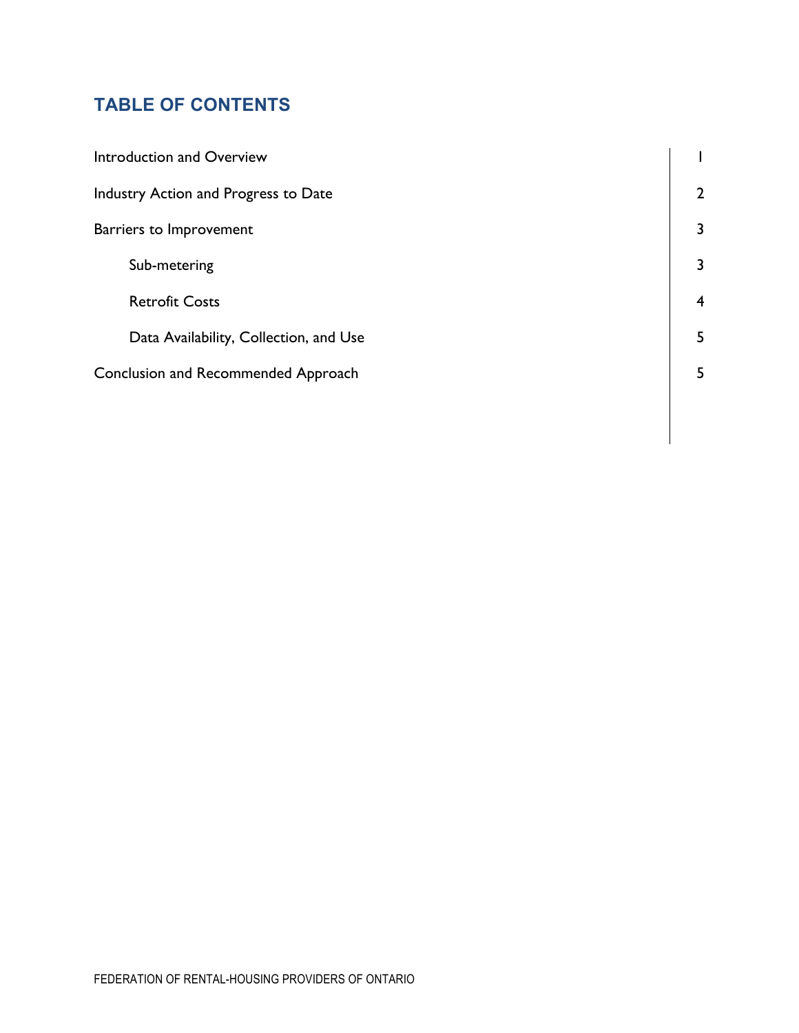## TABLE OF CONTENTS

| | |
|---|---|
| Introduction and Overview | 1 |
| Industry Action and Progress to Date | 2 |
| Barriers to Improvement | 3 |
| Sub-metering | 3 |
| Retrofit Costs | 4 |
| Data Availability, Collection, and Use | 5 |
| Conclusion and Recommended Approach | 5 |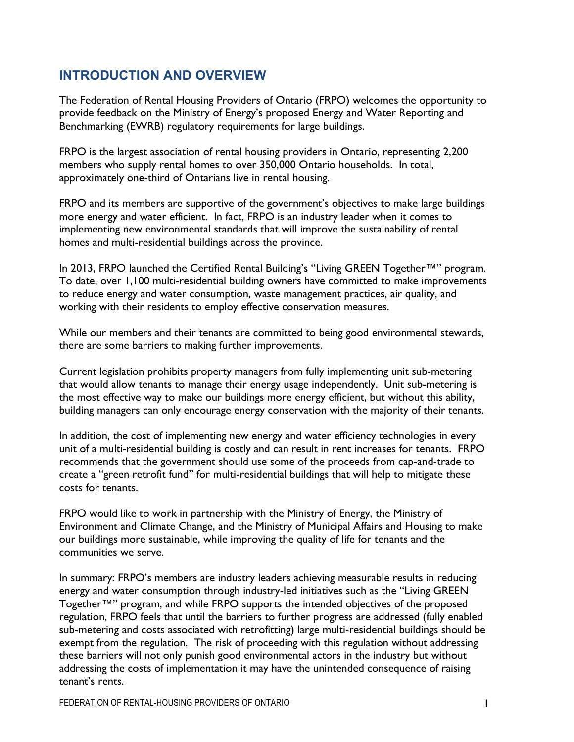## INTRODUCTION AND OVERVIEW

The Federation of Rental Housing Providers of Ontario (FRPO) welcomes the opportunity to provide feedback on the Ministry of Energy's proposed Energy and Water Reporting and Benchmarking (EWRB) regulatory requirements for large buildings.

FRPO is the largest association of rental housing providers in Ontario, representing 2,200 members who supply rental homes to over 350,000 Ontario households. In total, approximately one-third of Ontarians live in rental housing.

FRPO and its members are supportive of the government's objectives to make large buildings more energy and water efficient. In fact, FRPO is an industry leader when it comes to implementing new environmental standards that will improve the sustainability of rental homes and multi-residential buildings across the province.

In 2013, FRPO launched the Certified Rental Building's "Living GREEN Together™" program. To date, over 1,100 multi-residential building owners have committed to make improvements to reduce energy and water consumption, waste management practices, air quality, and working with their residents to employ effective conservation measures.

While our members and their tenants are committed to being good environmental stewards, there are some barriers to making further improvements.

Current legislation prohibits property managers from fully implementing unit sub-metering that would allow tenants to manage their energy usage independently. Unit sub-metering is the most effective way to make our buildings more energy efficient, but without this ability, building managers can only encourage energy conservation with the majority of their tenants.

In addition, the cost of implementing new energy and water efficiency technologies in every unit of a multi-residential building is costly and can result in rent increases for tenants. FRPO recommends that the government should use some of the proceeds from cap-and-trade to create a "green retrofit fund" for multi-residential buildings that will help to mitigate these costs for tenants.

FRPO would like to work in partnership with the Ministry of Energy, the Ministry of Environment and Climate Change, and the Ministry of Municipal Affairs and Housing to make our buildings more sustainable, while improving the quality of life for tenants and the communities we serve.

In summary: FRPO's members are industry leaders achieving measurable results in reducing energy and water consumption through industry-led initiatives such as the "Living GREEN Together™" program, and while FRPO supports the intended objectives of the proposed regulation, FRPO feels that until the barriers to further progress are addressed (fully enabled sub-metering and costs associated with retrofitting) large multi-residential buildings should be exempt from the regulation. The risk of proceeding with this regulation without addressing these barriers will not only punish good environmental actors in the industry but without addressing the costs of implementation it may have the unintended consequence of raising tenant's rents.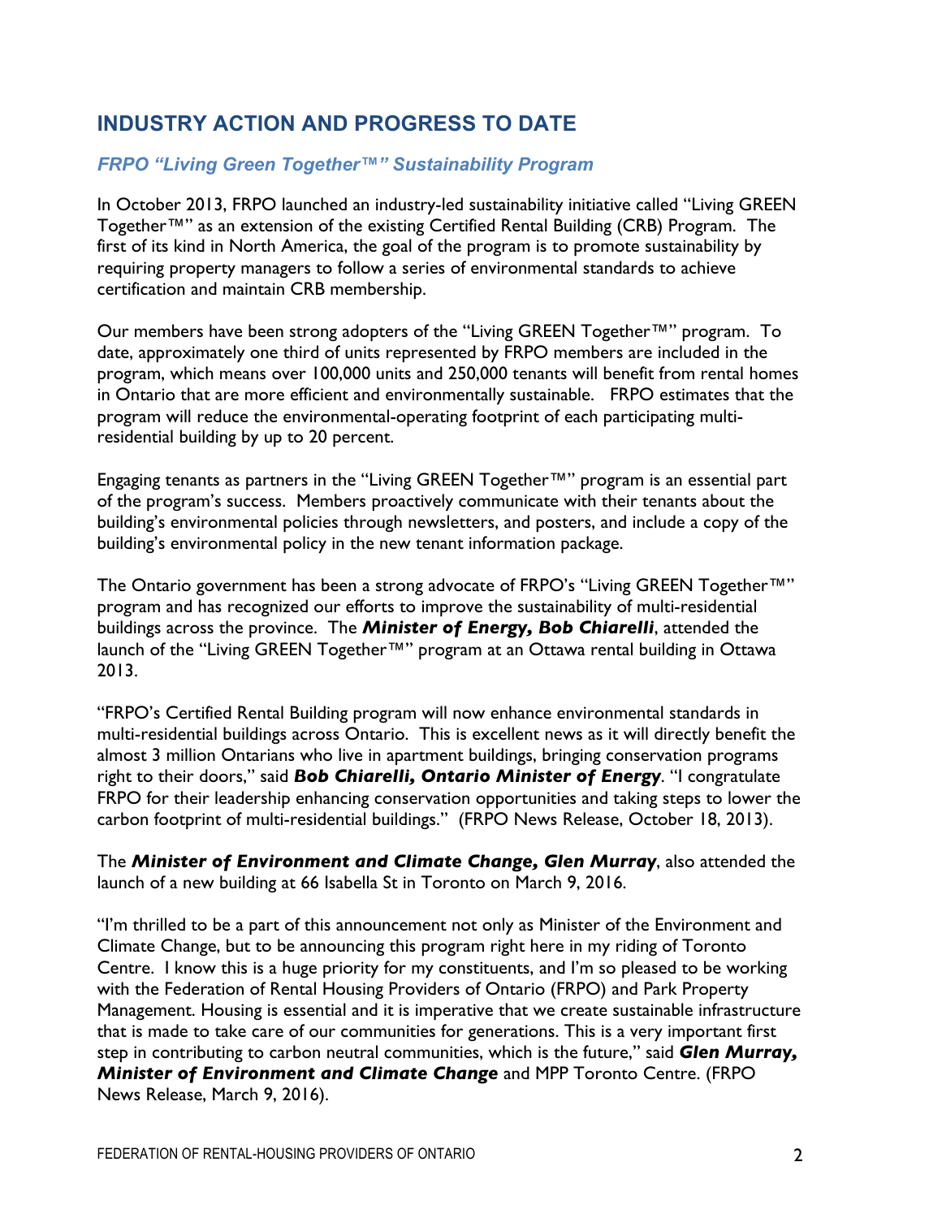## INDUSTRY ACTION AND PROGRESS TO DATE

### *FRPO "Living Green Together™" Sustainability Program*

In October 2013, FRPO launched an industry-led sustainability initiative called "Living GREEN Together™" as an extension of the existing Certified Rental Building (CRB) Program. The first of its kind in North America, the goal of the program is to promote sustainability by requiring property managers to follow a series of environmental standards to achieve certification and maintain CRB membership.

Our members have been strong adopters of the "Living GREEN Together™" program. To date, approximately one third of units represented by FRPO members are included in the program, which means over 100,000 units and 250,000 tenants will benefit from rental homes in Ontario that are more efficient and environmentally sustainable. FRPO estimates that the program will reduce the environmental-operating footprint of each participating multi-residential building by up to 20 percent.

Engaging tenants as partners in the "Living GREEN Together™" program is an essential part of the program's success. Members proactively communicate with their tenants about the building's environmental policies through newsletters, and posters, and include a copy of the building's environmental policy in the new tenant information package.

The Ontario government has been a strong advocate of FRPO's "Living GREEN Together™" program and has recognized our efforts to improve the sustainability of multi-residential buildings across the province. The ***Minister of Energy, Bob Chiarelli***, attended the launch of the "Living GREEN Together™" program at an Ottawa rental building in Ottawa 2013.

"FRPO's Certified Rental Building program will now enhance environmental standards in multi-residential buildings across Ontario. This is excellent news as it will directly benefit the almost 3 million Ontarians who live in apartment buildings, bringing conservation programs right to their doors," said ***Bob Chiarelli, Ontario Minister of Energy***. "I congratulate FRPO for their leadership enhancing conservation opportunities and taking steps to lower the carbon footprint of multi-residential buildings." (FRPO News Release, October 18, 2013).

The ***Minister of Environment and Climate Change, Glen Murray***, also attended the launch of a new building at 66 Isabella St in Toronto on March 9, 2016.

"I'm thrilled to be a part of this announcement not only as Minister of the Environment and Climate Change, but to be announcing this program right here in my riding of Toronto Centre. I know this is a huge priority for my constituents, and I'm so pleased to be working with the Federation of Rental Housing Providers of Ontario (FRPO) and Park Property Management. Housing is essential and it is imperative that we create sustainable infrastructure that is made to take care of our communities for generations. This is a very important first step in contributing to carbon neutral communities, which is the future," said ***Glen Murray, Minister of Environment and Climate Change*** and MPP Toronto Centre. (FRPO News Release, March 9, 2016).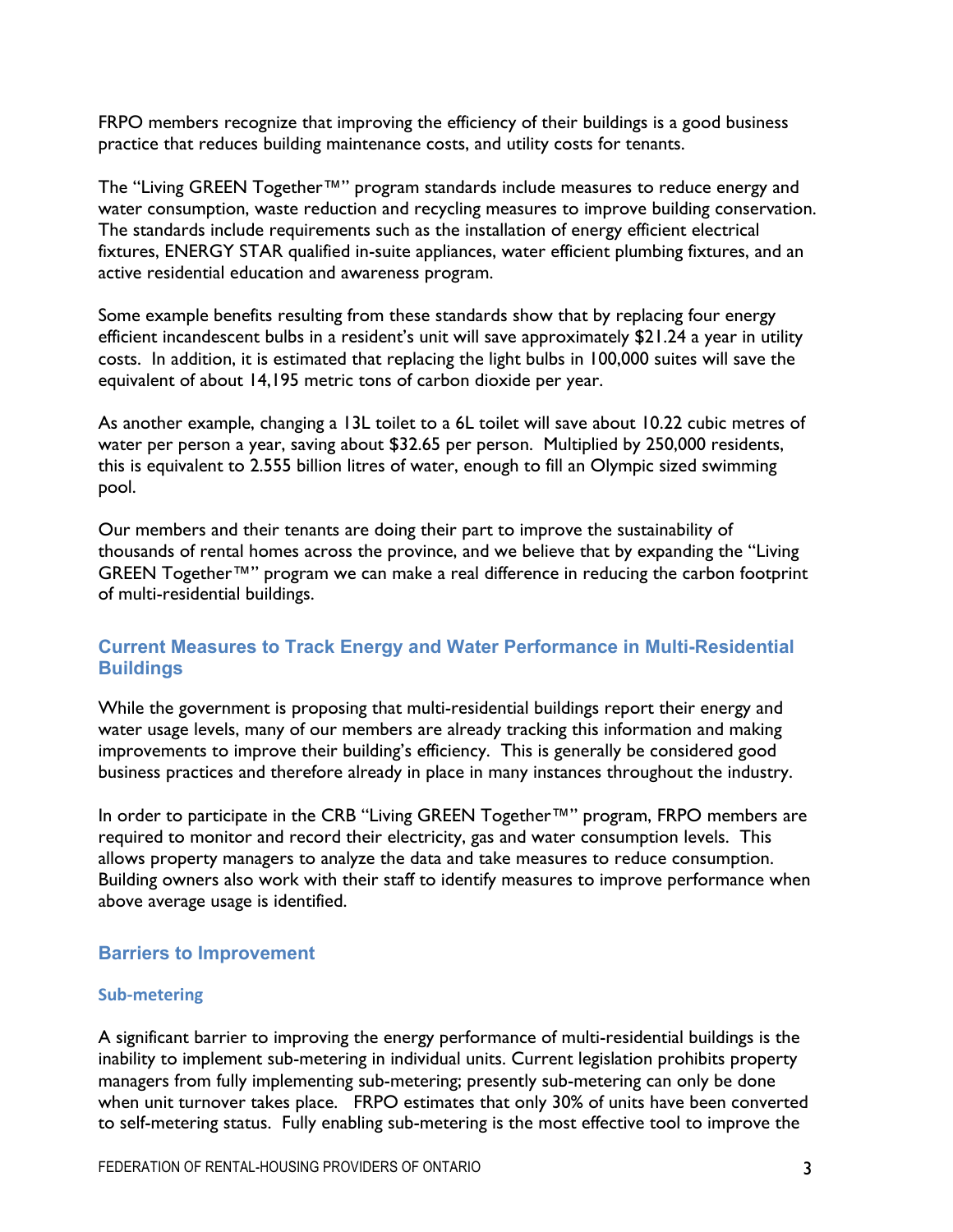FRPO members recognize that improving the efficiency of their buildings is a good business practice that reduces building maintenance costs, and utility costs for tenants.

The "Living GREEN Together™" program standards include measures to reduce energy and water consumption, waste reduction and recycling measures to improve building conservation. The standards include requirements such as the installation of energy efficient electrical fixtures, ENERGY STAR qualified in-suite appliances, water efficient plumbing fixtures, and an active residential education and awareness program.

Some example benefits resulting from these standards show that by replacing four energy efficient incandescent bulbs in a resident's unit will save approximately $21.24 a year in utility costs. In addition, it is estimated that replacing the light bulbs in 100,000 suites will save the equivalent of about 14,195 metric tons of carbon dioxide per year.

As another example, changing a 13L toilet to a 6L toilet will save about 10.22 cubic metres of water per person a year, saving about $32.65 per person. Multiplied by 250,000 residents, this is equivalent to 2.555 billion litres of water, enough to fill an Olympic sized swimming pool.

Our members and their tenants are doing their part to improve the sustainability of thousands of rental homes across the province, and we believe that by expanding the "Living GREEN Together™" program we can make a real difference in reducing the carbon footprint of multi-residential buildings.

## Current Measures to Track Energy and Water Performance in Multi-Residential Buildings

While the government is proposing that multi-residential buildings report their energy and water usage levels, many of our members are already tracking this information and making improvements to improve their building's efficiency. This is generally be considered good business practices and therefore already in place in many instances throughout the industry.

In order to participate in the CRB "Living GREEN Together™" program, FRPO members are required to monitor and record their electricity, gas and water consumption levels. This allows property managers to analyze the data and take measures to reduce consumption. Building owners also work with their staff to identify measures to improve performance when above average usage is identified.

## Barriers to Improvement

### Sub-metering

A significant barrier to improving the energy performance of multi-residential buildings is the inability to implement sub-metering in individual units. Current legislation prohibits property managers from fully implementing sub-metering; presently sub-metering can only be done when unit turnover takes place. FRPO estimates that only 30% of units have been converted to self-metering status. Fully enabling sub-metering is the most effective tool to improve the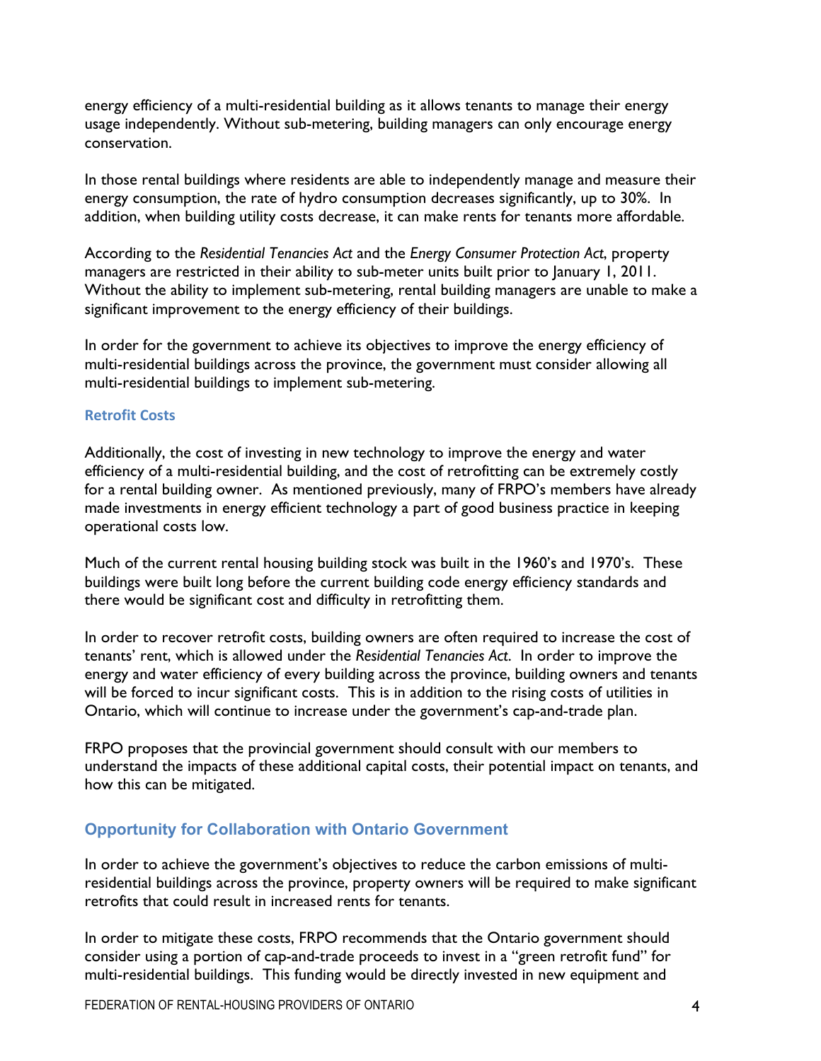energy efficiency of a multi-residential building as it allows tenants to manage their energy usage independently. Without sub-metering, building managers can only encourage energy conservation.

In those rental buildings where residents are able to independently manage and measure their energy consumption, the rate of hydro consumption decreases significantly, up to 30%. In addition, when building utility costs decrease, it can make rents for tenants more affordable.

According to the *Residential Tenancies Act* and the *Energy Consumer Protection Act*, property managers are restricted in their ability to sub-meter units built prior to January 1, 2011. Without the ability to implement sub-metering, rental building managers are unable to make a significant improvement to the energy efficiency of their buildings.

In order for the government to achieve its objectives to improve the energy efficiency of multi-residential buildings across the province, the government must consider allowing all multi-residential buildings to implement sub-metering.

### Retrofit Costs

Additionally, the cost of investing in new technology to improve the energy and water efficiency of a multi-residential building, and the cost of retrofitting can be extremely costly for a rental building owner. As mentioned previously, many of FRPO's members have already made investments in energy efficient technology a part of good business practice in keeping operational costs low.

Much of the current rental housing building stock was built in the 1960's and 1970's. These buildings were built long before the current building code energy efficiency standards and there would be significant cost and difficulty in retrofitting them.

In order to recover retrofit costs, building owners are often required to increase the cost of tenants' rent, which is allowed under the *Residential Tenancies Act*. In order to improve the energy and water efficiency of every building across the province, building owners and tenants will be forced to incur significant costs. This is in addition to the rising costs of utilities in Ontario, which will continue to increase under the government's cap-and-trade plan.

FRPO proposes that the provincial government should consult with our members to understand the impacts of these additional capital costs, their potential impact on tenants, and how this can be mitigated.

## Opportunity for Collaboration with Ontario Government

In order to achieve the government's objectives to reduce the carbon emissions of multi-residential buildings across the province, property owners will be required to make significant retrofits that could result in increased rents for tenants.

In order to mitigate these costs, FRPO recommends that the Ontario government should consider using a portion of cap-and-trade proceeds to invest in a "green retrofit fund" for multi-residential buildings. This funding would be directly invested in new equipment and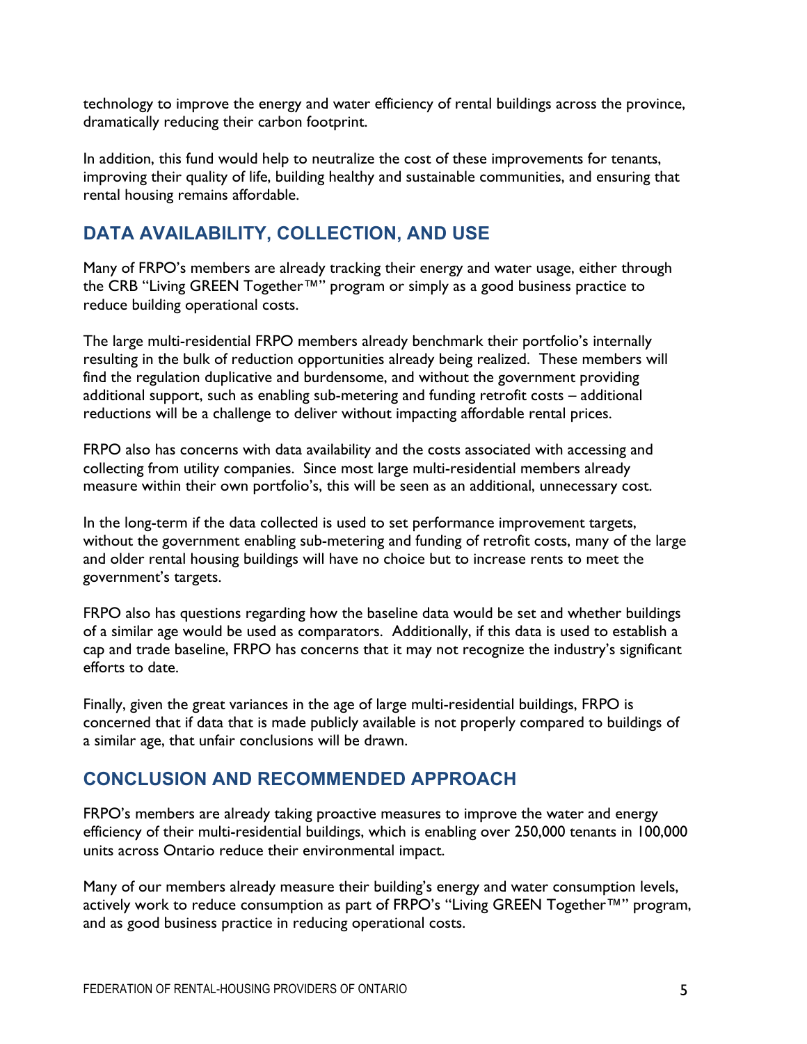technology to improve the energy and water efficiency of rental buildings across the province, dramatically reducing their carbon footprint.

In addition, this fund would help to neutralize the cost of these improvements for tenants, improving their quality of life, building healthy and sustainable communities, and ensuring that rental housing remains affordable.

## DATA AVAILABILITY, COLLECTION, AND USE

Many of FRPO's members are already tracking their energy and water usage, either through the CRB "Living GREEN Together™" program or simply as a good business practice to reduce building operational costs.

The large multi-residential FRPO members already benchmark their portfolio's internally resulting in the bulk of reduction opportunities already being realized. These members will find the regulation duplicative and burdensome, and without the government providing additional support, such as enabling sub-metering and funding retrofit costs – additional reductions will be a challenge to deliver without impacting affordable rental prices.

FRPO also has concerns with data availability and the costs associated with accessing and collecting from utility companies. Since most large multi-residential members already measure within their own portfolio's, this will be seen as an additional, unnecessary cost.

In the long-term if the data collected is used to set performance improvement targets, without the government enabling sub-metering and funding of retrofit costs, many of the large and older rental housing buildings will have no choice but to increase rents to meet the government's targets.

FRPO also has questions regarding how the baseline data would be set and whether buildings of a similar age would be used as comparators. Additionally, if this data is used to establish a cap and trade baseline, FRPO has concerns that it may not recognize the industry's significant efforts to date.

Finally, given the great variances in the age of large multi-residential buildings, FRPO is concerned that if data that is made publicly available is not properly compared to buildings of a similar age, that unfair conclusions will be drawn.

## CONCLUSION AND RECOMMENDED APPROACH

FRPO's members are already taking proactive measures to improve the water and energy efficiency of their multi-residential buildings, which is enabling over 250,000 tenants in 100,000 units across Ontario reduce their environmental impact.

Many of our members already measure their building's energy and water consumption levels, actively work to reduce consumption as part of FRPO's "Living GREEN Together™" program, and as good business practice in reducing operational costs.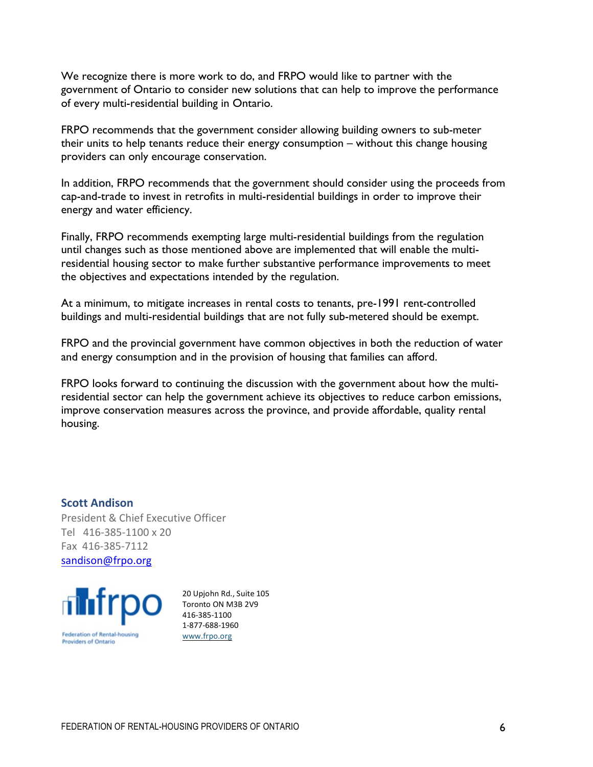We recognize there is more work to do, and FRPO would like to partner with the government of Ontario to consider new solutions that can help to improve the performance of every multi-residential building in Ontario.

FRPO recommends that the government consider allowing building owners to sub-meter their units to help tenants reduce their energy consumption – without this change housing providers can only encourage conservation.

In addition, FRPO recommends that the government should consider using the proceeds from cap-and-trade to invest in retrofits in multi-residential buildings in order to improve their energy and water efficiency.

Finally, FRPO recommends exempting large multi-residential buildings from the regulation until changes such as those mentioned above are implemented that will enable the multi-residential housing sector to make further substantive performance improvements to meet the objectives and expectations intended by the regulation.

At a minimum, to mitigate increases in rental costs to tenants, pre-1991 rent-controlled buildings and multi-residential buildings that are not fully sub-metered should be exempt.

FRPO and the provincial government have common objectives in both the reduction of water and energy consumption and in the provision of housing that families can afford.

FRPO looks forward to continuing the discussion with the government about how the multi-residential sector can help the government achieve its objectives to reduce carbon emissions, improve conservation measures across the province, and provide affordable, quality rental housing.

**Scott Andison**
President & Chief Executive Officer
Tel 416-385-1100 x 20
Fax 416-385-7112
sandison@frpo.org

frpo
Federation of Rental-housing Providers of Ontario

20 Upjohn Rd., Suite 105
Toronto ON M3B 2V9
416-385-1100
1-877-688-1960
www.frpo.org